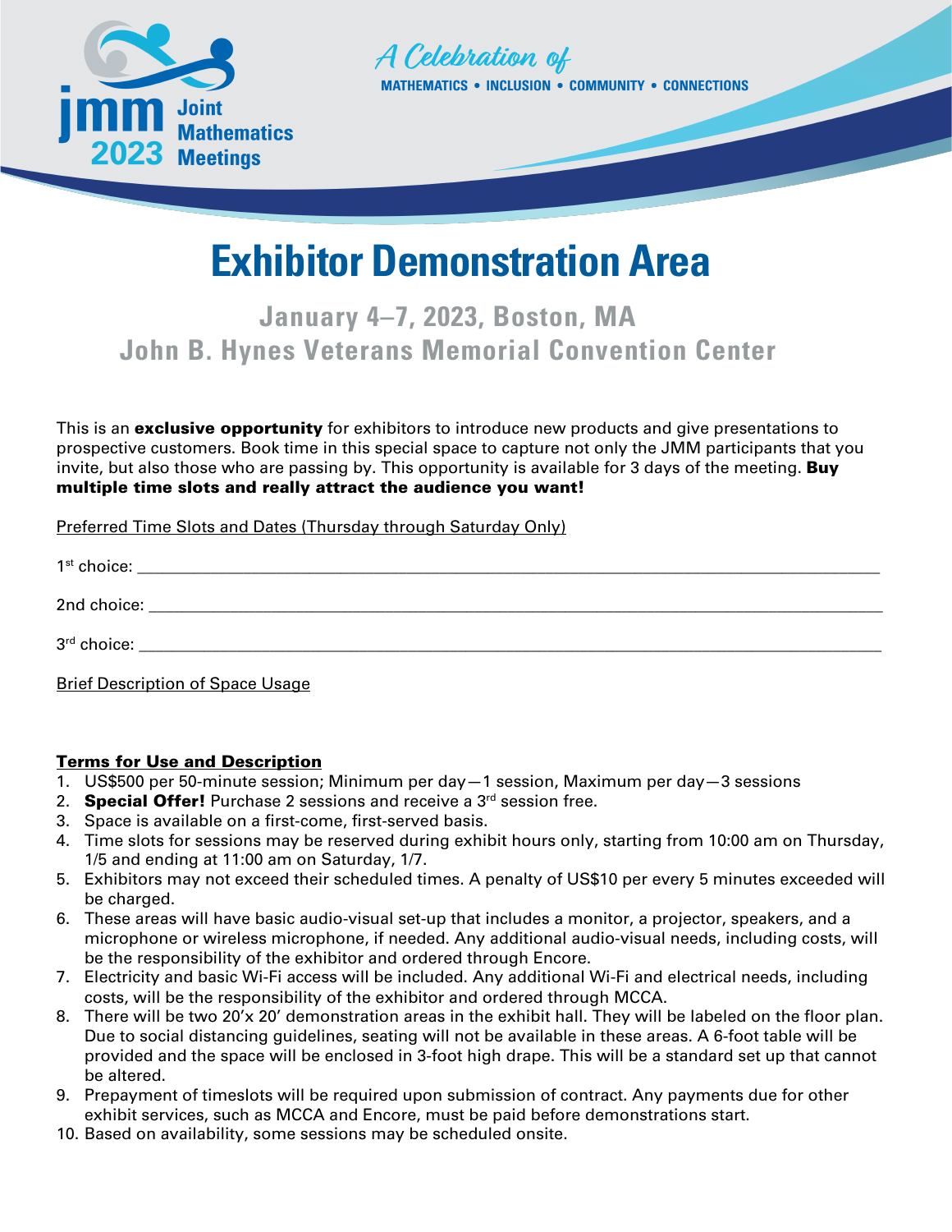jmm 2023 Joint Mathematics Meetings

*A Celebration of*

MATHEMATICS • INCLUSION • COMMUNITY • CONNECTIONS

# Exhibitor Demonstration Area

## January 4–7, 2023, Boston, MA
## John B. Hynes Veterans Memorial Convention Center

This is an **exclusive opportunity** for exhibitors to introduce new products and give presentations to prospective customers. Book time in this special space to capture not only the JMM participants that you invite, but also those who are passing by. This opportunity is available for 3 days of the meeting. **Buy multiple time slots and really attract the audience you want!**

<u>Preferred Time Slots and Dates (Thursday through Saturday Only)</u>

1st choice: ______________________________________________

2nd choice: ______________________________________________

3rd choice: ______________________________________________

<u>Brief Description of Space Usage</u>

**<u>Terms for Use and Description</u>**

1. US$500 per 50-minute session; Minimum per day—1 session, Maximum per day—3 sessions
2. **Special Offer!** Purchase 2 sessions and receive a 3rd session free.
3. Space is available on a first-come, first-served basis.
4. Time slots for sessions may be reserved during exhibit hours only, starting from 10:00 am on Thursday, 1/5 and ending at 11:00 am on Saturday, 1/7.
5. Exhibitors may not exceed their scheduled times. A penalty of US$10 per every 5 minutes exceeded will be charged.
6. These areas will have basic audio-visual set-up that includes a monitor, a projector, speakers, and a microphone or wireless microphone, if needed. Any additional audio-visual needs, including costs, will be the responsibility of the exhibitor and ordered through Encore.
7. Electricity and basic Wi-Fi access will be included. Any additional Wi-Fi and electrical needs, including costs, will be the responsibility of the exhibitor and ordered through MCCA.
8. There will be two 20'x 20' demonstration areas in the exhibit hall. They will be labeled on the floor plan. Due to social distancing guidelines, seating will not be available in these areas. A 6-foot table will be provided and the space will be enclosed in 3-foot high drape. This will be a standard set up that cannot be altered.
9. Prepayment of timeslots will be required upon submission of contract. Any payments due for other exhibit services, such as MCCA and Encore, must be paid before demonstrations start.
10. Based on availability, some sessions may be scheduled onsite.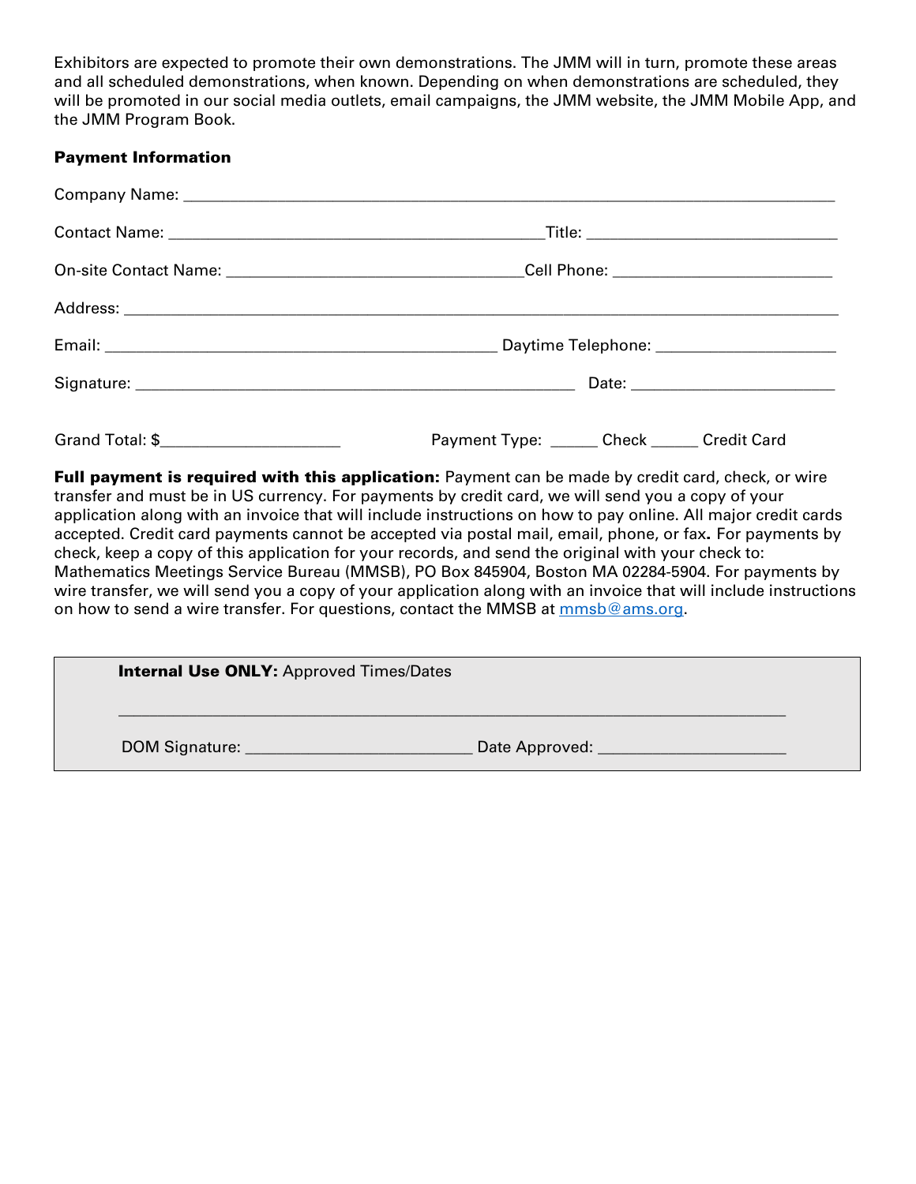Exhibitors are expected to promote their own demonstrations. The JMM will in turn, promote these areas and all scheduled demonstrations, when known. Depending on when demonstrations are scheduled, they will be promoted in our social media outlets, email campaigns, the JMM website, the JMM Mobile App, and the JMM Program Book.

**Payment Information**

Company Name: ___________________________________________________________________________

Contact Name: __________________________________________Title: _____________________________

On-site Contact Name: __________________________________Cell Phone: _________________________

Address: _________________________________________________________________________________

Email: ______________________________________________ Daytime Telephone: _____________________

Signature: ____________________________________________________ Date: _______________________

Grand Total: $____________________ Payment Type: _____ Check _____ Credit Card

**Full payment is required with this application:** Payment can be made by credit card, check, or wire transfer and must be in US currency. For payments by credit card, we will send you a copy of your application along with an invoice that will include instructions on how to pay online. All major credit cards accepted. Credit card payments cannot be accepted via postal mail, email, phone, or fax**.** For payments by check, keep a copy of this application for your records, and send the original with your check to: Mathematics Meetings Service Bureau (MMSB), PO Box 845904, Boston MA 02284-5904. For payments by wire transfer, we will send you a copy of your application along with an invoice that will include instructions on how to send a wire transfer. For questions, contact the MMSB at mmsb@ams.org.

**Internal Use ONLY:** Approved Times/Dates

_____________________________________________________________________________

DOM Signature: __________________________ Date Approved: _____________________